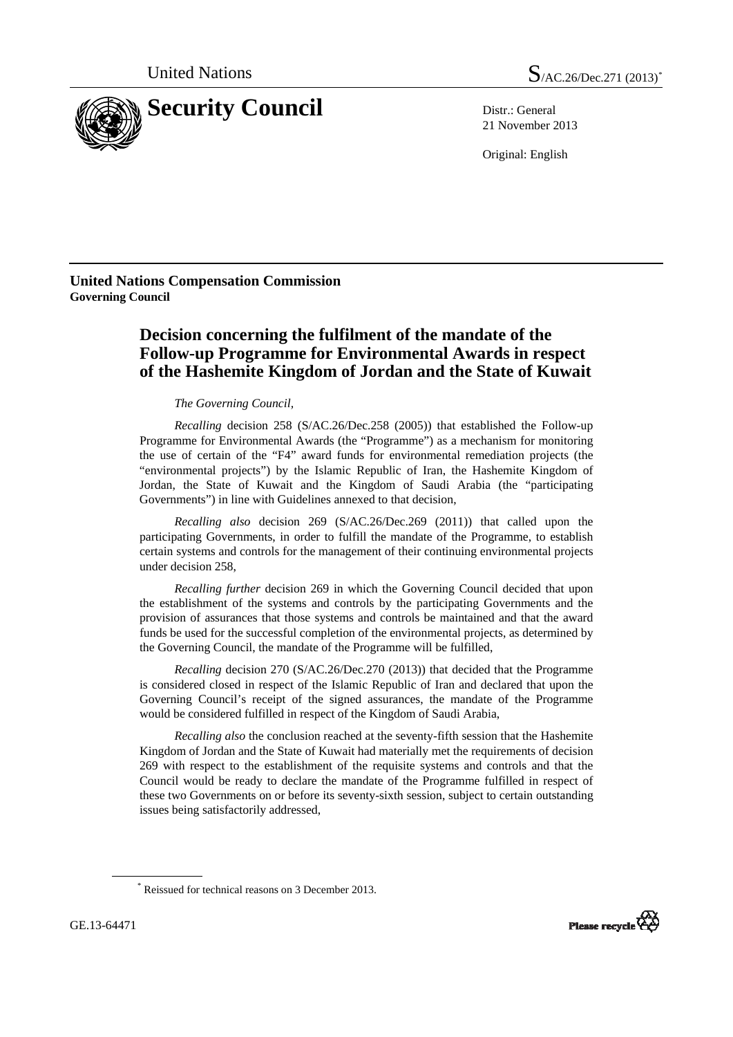United Nations S/AC.26/Dec.271 (2013)*

# Security Council

Distr.: General
21 November 2013

Original: English

**United Nations Compensation Commission**
**Governing Council**

## Decision concerning the fulfilment of the mandate of the Follow-up Programme for Environmental Awards in respect of the Hashemite Kingdom of Jordan and the State of Kuwait

*The Governing Council,*

*Recalling* decision 258 (S/AC.26/Dec.258 (2005)) that established the Follow-up Programme for Environmental Awards (the "Programme") as a mechanism for monitoring the use of certain of the "F4" award funds for environmental remediation projects (the "environmental projects") by the Islamic Republic of Iran, the Hashemite Kingdom of Jordan, the State of Kuwait and the Kingdom of Saudi Arabia (the "participating Governments") in line with Guidelines annexed to that decision,

*Recalling also* decision 269 (S/AC.26/Dec.269 (2011)) that called upon the participating Governments, in order to fulfill the mandate of the Programme, to establish certain systems and controls for the management of their continuing environmental projects under decision 258,

*Recalling further* decision 269 in which the Governing Council decided that upon the establishment of the systems and controls by the participating Governments and the provision of assurances that those systems and controls be maintained and that the award funds be used for the successful completion of the environmental projects, as determined by the Governing Council, the mandate of the Programme will be fulfilled,

*Recalling* decision 270 (S/AC.26/Dec.270 (2013)) that decided that the Programme is considered closed in respect of the Islamic Republic of Iran and declared that upon the Governing Council's receipt of the signed assurances, the mandate of the Programme would be considered fulfilled in respect of the Kingdom of Saudi Arabia,

*Recalling also* the conclusion reached at the seventy-fifth session that the Hashemite Kingdom of Jordan and the State of Kuwait had materially met the requirements of decision 269 with respect to the establishment of the requisite systems and controls and that the Council would be ready to declare the mandate of the Programme fulfilled in respect of these two Governments on or before its seventy-sixth session, subject to certain outstanding issues being satisfactorily addressed,

* Reissued for technical reasons on 3 December 2013.

GE.13-64471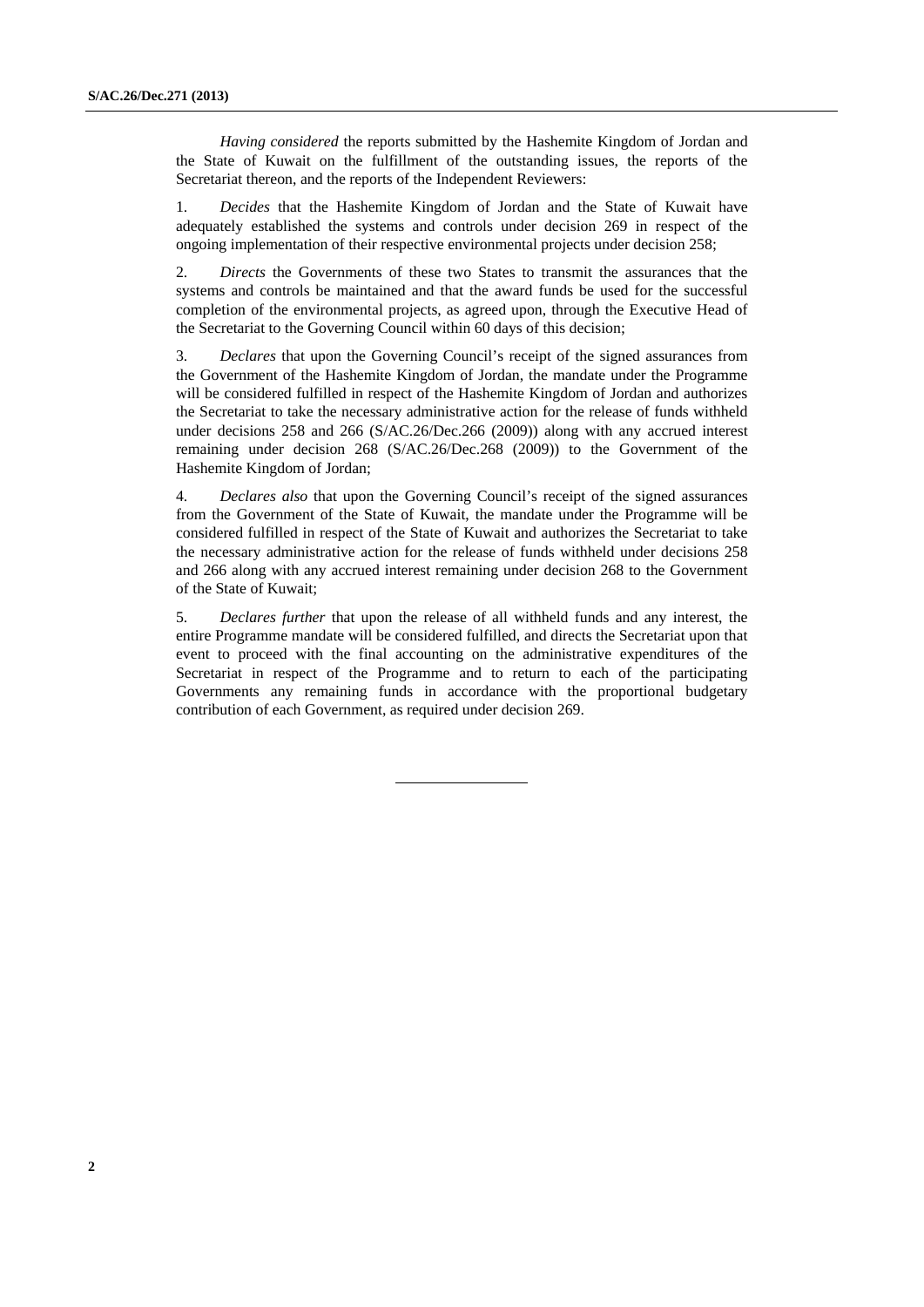*Having considered* the reports submitted by the Hashemite Kingdom of Jordan and the State of Kuwait on the fulfillment of the outstanding issues, the reports of the Secretariat thereon, and the reports of the Independent Reviewers:

1. *Decides* that the Hashemite Kingdom of Jordan and the State of Kuwait have adequately established the systems and controls under decision 269 in respect of the ongoing implementation of their respective environmental projects under decision 258;

2. *Directs* the Governments of these two States to transmit the assurances that the systems and controls be maintained and that the award funds be used for the successful completion of the environmental projects, as agreed upon, through the Executive Head of the Secretariat to the Governing Council within 60 days of this decision;

3. *Declares* that upon the Governing Council's receipt of the signed assurances from the Government of the Hashemite Kingdom of Jordan, the mandate under the Programme will be considered fulfilled in respect of the Hashemite Kingdom of Jordan and authorizes the Secretariat to take the necessary administrative action for the release of funds withheld under decisions 258 and 266 (S/AC.26/Dec.266 (2009)) along with any accrued interest remaining under decision 268 (S/AC.26/Dec.268 (2009)) to the Government of the Hashemite Kingdom of Jordan;

4. *Declares also* that upon the Governing Council's receipt of the signed assurances from the Government of the State of Kuwait, the mandate under the Programme will be considered fulfilled in respect of the State of Kuwait and authorizes the Secretariat to take the necessary administrative action for the release of funds withheld under decisions 258 and 266 along with any accrued interest remaining under decision 268 to the Government of the State of Kuwait;

5. *Declares further* that upon the release of all withheld funds and any interest, the entire Programme mandate will be considered fulfilled, and directs the Secretariat upon that event to proceed with the final accounting on the administrative expenditures of the Secretariat in respect of the Programme and to return to each of the participating Governments any remaining funds in accordance with the proportional budgetary contribution of each Government, as required under decision 269.